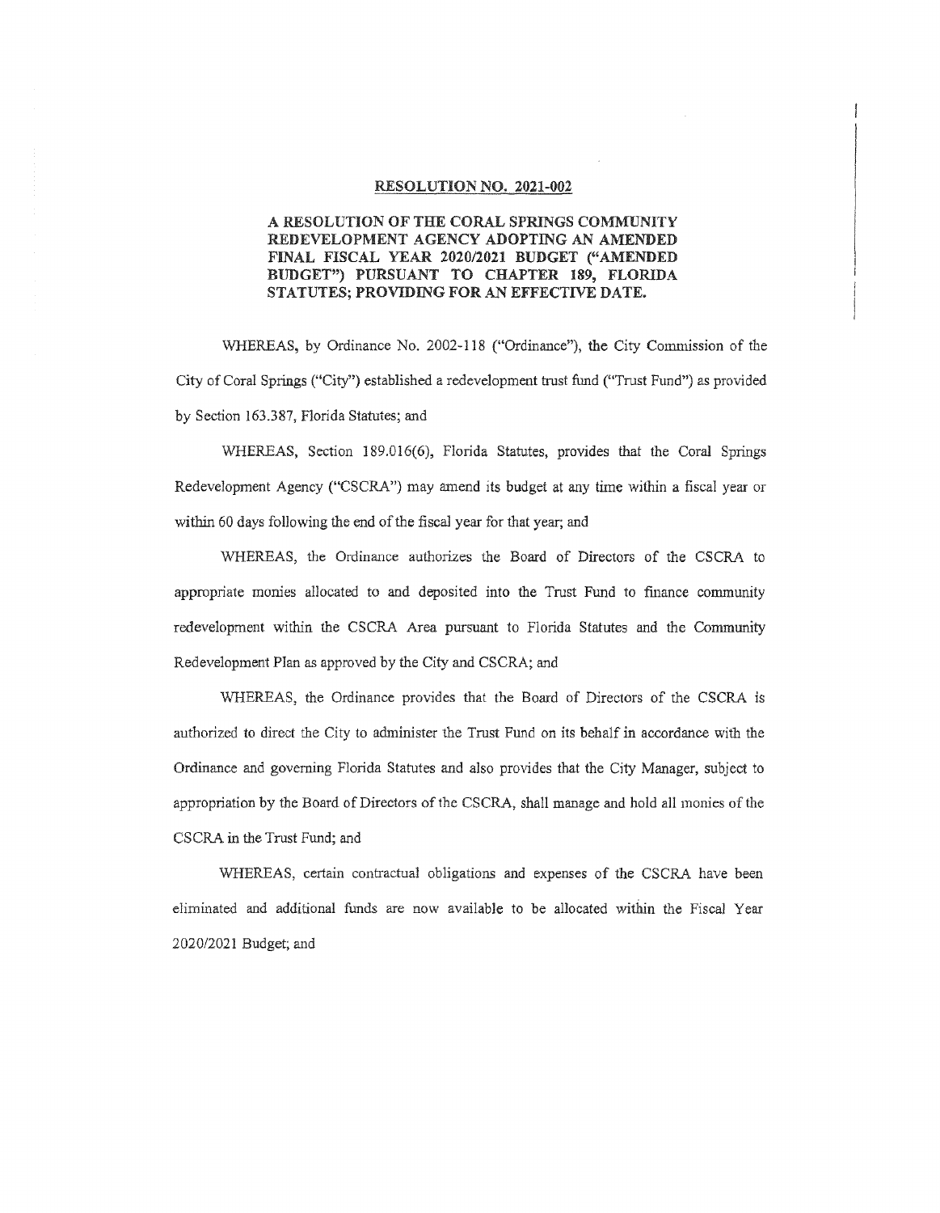**RESOLUTION NO. 2021-002**

**A RESOLUTION OF THE CORAL SPRINGS COMMUNITY REDEVELOPMENT AGENCY ADOPTING AN AMENDED FINAL FISCAL YEAR 2020/2021 BUDGET ("AMENDED BUDGET") PURSUANT TO CHAPTER 189, FLORIDA STATUTES; PROVIDING FOR AN EFFECTIVE DATE.**

WHEREAS, by Ordinance No. 2002-118 ("Ordinance"), the City Commission of the City of Coral Springs ("City") established a redevelopment trust fund ("Trust Fund") as provided by Section 163.387, Florida Statutes; and

WHEREAS, Section 189.016(6), Florida Statutes, provides that the Coral Springs Redevelopment Agency ("CSCRA") may amend its budget at any time within a fiscal year or within 60 days following the end of the fiscal year for that year; and

WHEREAS, the Ordinance authorizes the Board of Directors of the CSCRA to appropriate monies allocated to and deposited into the Trust Fund to finance community redevelopment within the CSCRA Area pursuant to Florida Statutes and the Community Redevelopment Plan as approved by the City and CSCRA; and

WHEREAS, the Ordinance provides that the Board of Directors of the CSCRA is authorized to direct the City to administer the Trust Fund on its behalf in accordance with the Ordinance and governing Florida Statutes and also provides that the City Manager, subject to appropriation by the Board of Directors of the CSCRA, shall manage and hold all monies of the CSCRA in the Trust Fund; and

WHEREAS, certain contractual obligations and expenses of the CSCRA have been eliminated and additional funds are now available to be allocated within the Fiscal Year 2020/2021 Budget; and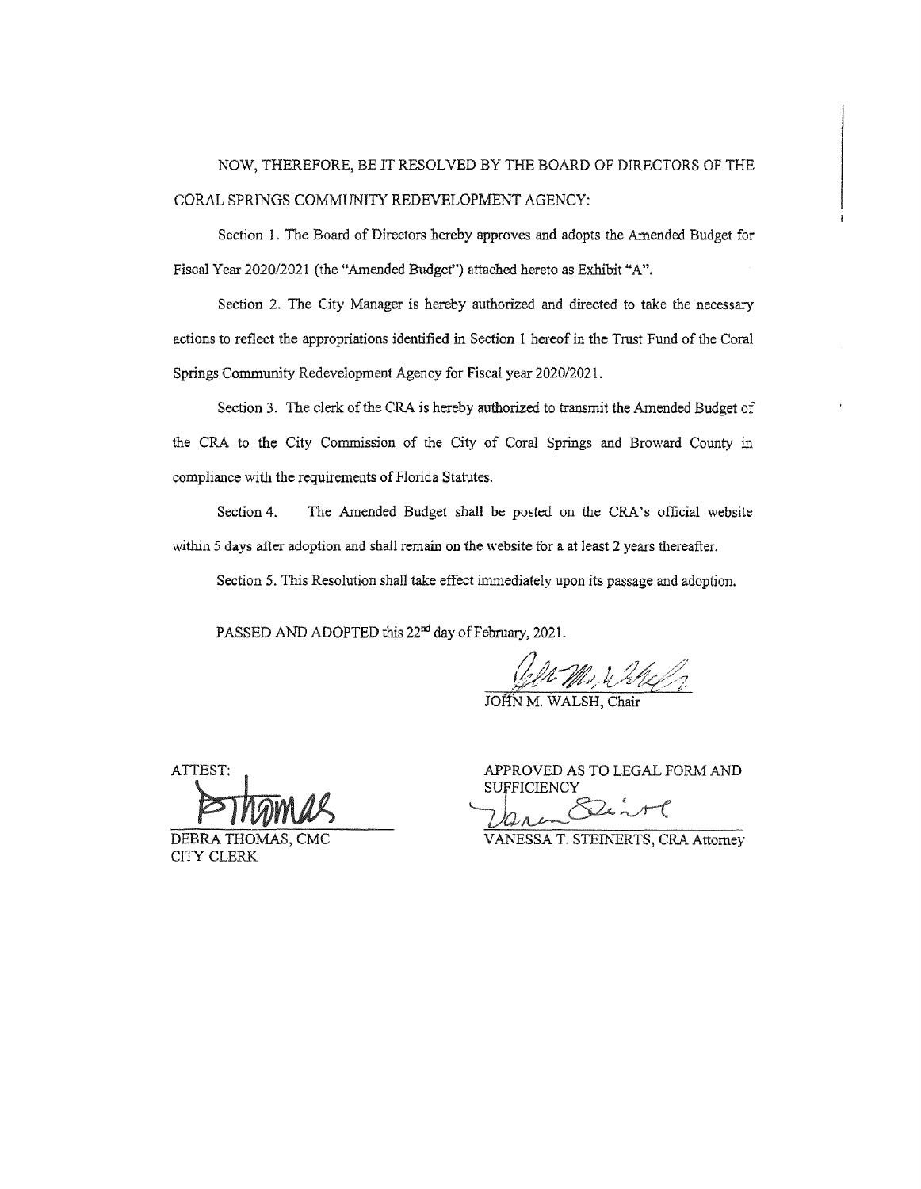NOW, THEREFORE, BE IT RESOLVED BY THE BOARD OF DIRECTORS OF THE CORAL SPRINGS COMMUNITY REDEVELOPMENT AGENCY:

Section 1. The Board of Directors hereby approves and adopts the Amended Budget for Fiscal Year 2020/2021 (the "Amended Budget") attached hereto as Exhibit "A".

Section 2. The City Manager is hereby authorized and directed to take the necessary actions to reflect the appropriations identified in Section 1 hereof in the Trust Fund of the Coral Springs Community Redevelopment Agency for Fiscal year 2020/2021.

Section 3. The clerk of the CRA is hereby authorized to transmit the Amended Budget of the CRA to the City Commission of the City of Coral Springs and Broward County in compliance with the requirements of Florida Statutes.

Section 4. The Amended Budget shall be posted on the CRA's official website within 5 days after adoption and shall remain on the website for a at least 2 years thereafter.

Section 5. This Resolution shall take effect immediately upon its passage and adoption.

PASSED AND ADOPTED this 22nd day of February, 2021.

JOHN M. WALSH, Chair

ATTEST:

DEBRA THOMAS, CMC
CITY CLERK

APPROVED AS TO LEGAL FORM AND SUFFICIENCY

VANESSA T. STEINERTS, CRA Attorney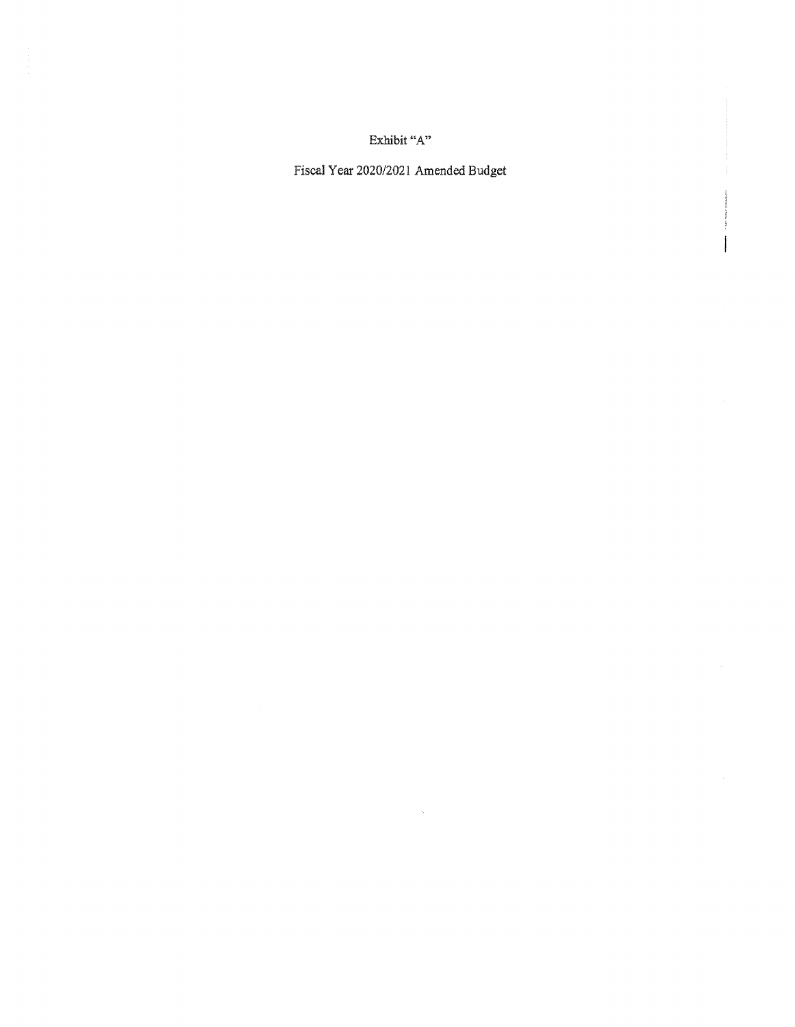Exhibit "A"

Fiscal Year 2020/2021 Amended Budget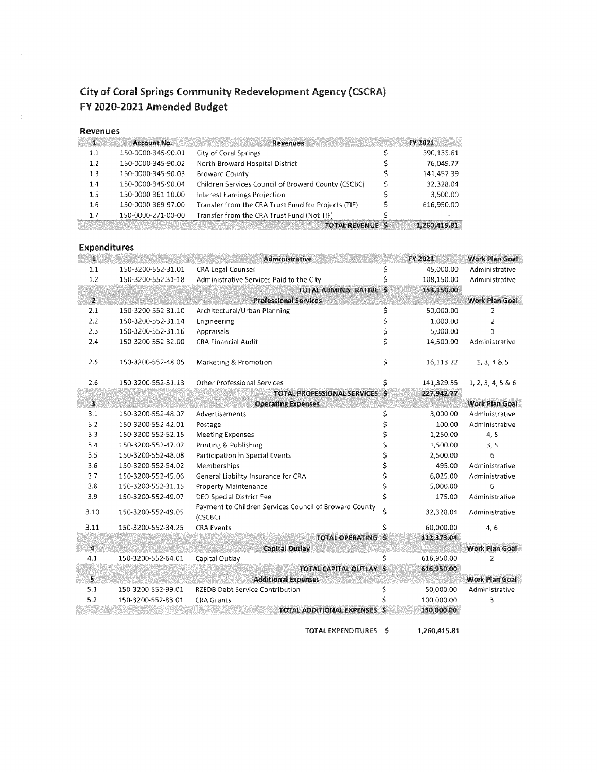# City of Coral Springs Community Redevelopment Agency (CSCRA)
## FY 2020-2021 Amended Budget

### Revenues

| 1 | Account No. | Revenues | | FY 2021 |
|---|---|---|---|---|
| 1.1 | 150-0000-345-90.01 | City of Coral Springs | $ | 390,135.61 |
| 1.2 | 150-0000-345-90.02 | North Broward Hospital District | $ | 76,049.77 |
| 1.3 | 150-0000-345-90.03 | Broward County | $ | 141,452.39 |
| 1.4 | 150-0000-345-90.04 | Children Services Council of Broward County (CSCBC) | $ | 32,328.04 |
| 1.5 | 150-0000-361-10.00 | Interest Earnings Projection | $ | 3,500.00 |
| 1.6 | 150-0000-369-97.00 | Transfer from the CRA Trust Fund for Projects (TIF) | $ | 616,950.00 |
| 1.7 | 150-0000-271-00-00 | Transfer from the CRA Trust Fund (Not TIF) | $ | - |
| | | **TOTAL REVENUE** | **$** | **1,260,415.81** |

### Expenditures

| 1 | | Administrative | | FY 2021 | Work Plan Goal |
|---|---|---|---|---|---|
| 1.1 | 150-3200-552-31.01 | CRA Legal Counsel | $ | 45,000.00 | Administrative |
| 1.2 | 150-3200-552.31-18 | Administrative Services Paid to the City | $ | 108,150.00 | Administrative |
| | | **TOTAL ADMINISTRATIVE** | **$** | **153,150.00** | |
| **2** | | **Professional Services** | | | **Work Plan Goal** |
| 2.1 | 150-3200-552-31.10 | Architectural/Urban Planning | $ | 50,000.00 | 2 |
| 2.2 | 150-3200-552-31.14 | Engineering | $ | 1,000.00 | 2 |
| 2.3 | 150-3200-552-31.16 | Appraisals | $ | 5,000.00 | 1 |
| 2.4 | 150-3200-552-32.00 | CRA Financial Audit | $ | 14,500.00 | Administrative |
| 2.5 | 150-3200-552-48.05 | Marketing & Promotion | $ | 16,113.22 | 1, 3, 4 & 5 |
| 2.6 | 150-3200-552-31.13 | Other Professional Services | $ | 141,329.55 | 1, 2, 3, 4, 5 & 6 |
| | | **TOTAL PROFESSIONAL SERVICES** | **$** | **227,942.77** | |
| **3** | | **Operating Expenses** | | | **Work Plan Goal** |
| 3.1 | 150-3200-552-48.07 | Advertisements | $ | 3,000.00 | Administrative |
| 3.2 | 150-3200-552-42.01 | Postage | $ | 100.00 | Administrative |
| 3.3 | 150-3200-552-52.15 | Meeting Expenses | $ | 1,250.00 | 4, 5 |
| 3.4 | 150-3200-552-47.02 | Printing & Publishing | $ | 1,500.00 | 3, 5 |
| 3.5 | 150-3200-552-48.08 | Participation in Special Events | $ | 2,500.00 | 6 |
| 3.6 | 150-3200-552-54.02 | Memberships | $ | 495.00 | Administrative |
| 3.7 | 150-3200-552-45.06 | General Liability Insurance for CRA | $ | 6,025.00 | Administrative |
| 3.8 | 150-3200-552-31.15 | Property Maintenance | $ | 5,000.00 | 6 |
| 3.9 | 150-3200-552-49.07 | DEO Special District Fee | $ | 175.00 | Administrative |
| 3.10 | 150-3200-552-49.05 | Payment to Children Services Council of Broward County (CSCBC) | $ | 32,328.04 | Administrative |
| 3.11 | 150-3200-552-34.25 | CRA Events | $ | 60,000.00 | 4, 6 |
| | | **TOTAL OPERATING** | **$** | **112,373.04** | |
| **4** | | **Capital Outlay** | | | **Work Plan Goal** |
| 4.1 | 150-3200-552-64.01 | Capital Outlay | $ | 616,950.00 | 2 |
| | | **TOTAL CAPITAL OUTLAY** | **$** | **616,950.00** | |
| **5** | | **Additional Expenses** | | | **Work Plan Goal** |
| 5.1 | 150-3200-552-99.01 | RZEDB Debt Service Contribution | $ | 50,000.00 | Administrative |
| 5.2 | 150-3200-552-83.01 | CRA Grants | $ | 100,000.00 | 3 |
| | | **TOTAL ADDITIONAL EXPENSES** | **$** | **150,000.00** | |

**TOTAL EXPENDITURES $ 1,260,415.81**